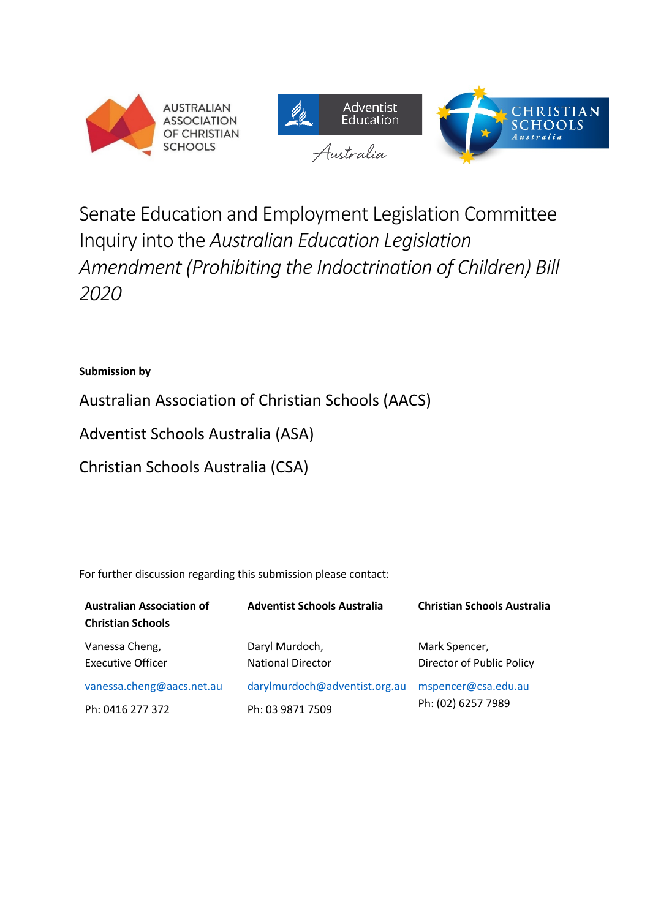# Senate Education and Employment Legislation Committee Inquiry into the *Australian Education Legislation Amendment (Prohibiting the Indoctrination of Children) Bill 2020*

**Submission by**

Australian Association of Christian Schools (AACS)

Adventist Schools Australia (ASA)

Christian Schools Australia (CSA)

For further discussion regarding this submission please contact:

| **Australian Association of Christian Schools** | **Adventist Schools Australia** | **Christian Schools Australia** |
| --- | --- | --- |
| Vanessa Cheng, Executive Officer | Daryl Murdoch, National Director | Mark Spencer, Director of Public Policy |
| vanessa.cheng@aacs.net.au | darylmurdoch@adventist.org.au | mspencer@csa.edu.au |
| Ph: 0416 277 372 | Ph: 03 9871 7509 | Ph: (02) 6257 7989 |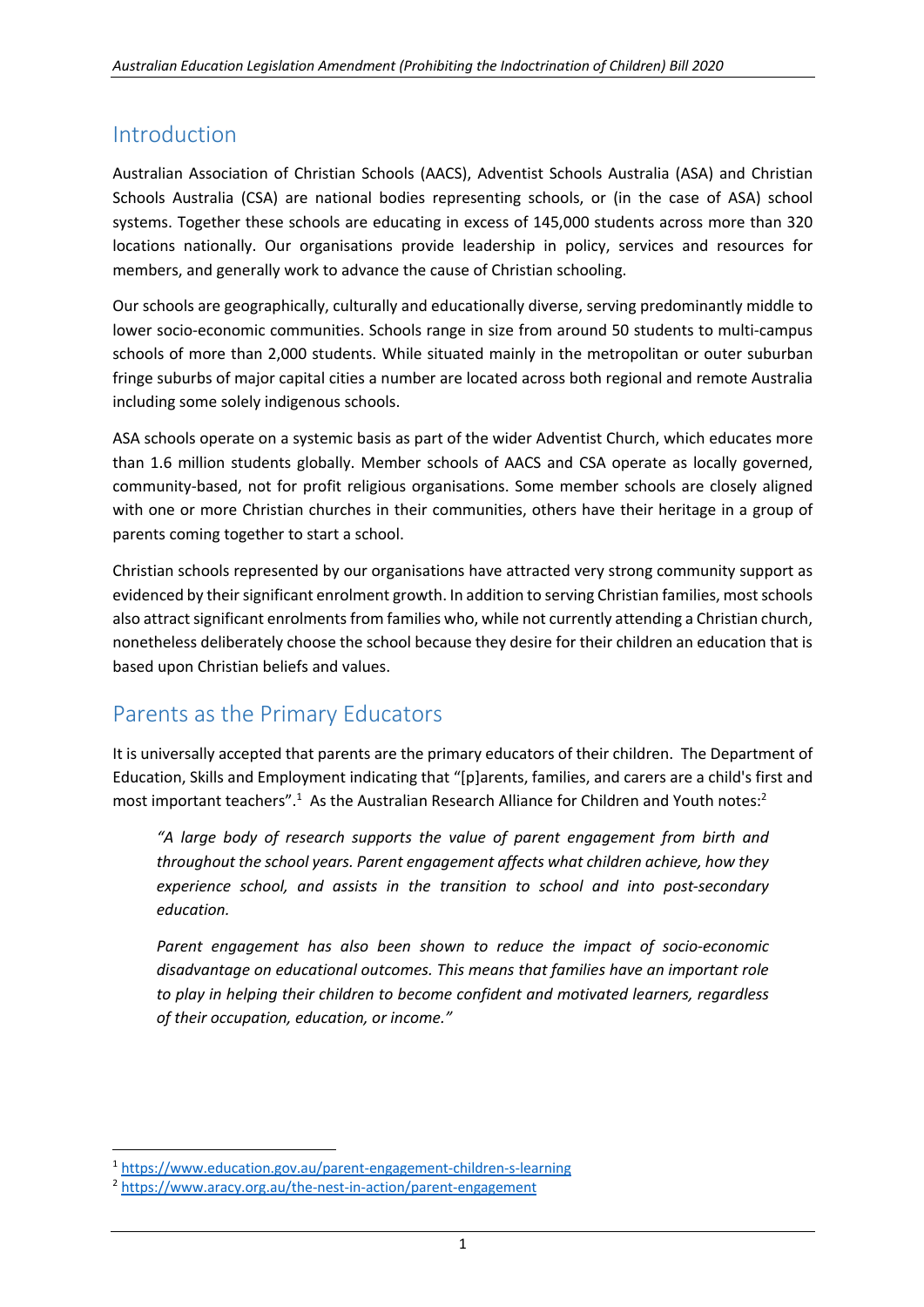## Introduction

Australian Association of Christian Schools (AACS), Adventist Schools Australia (ASA) and Christian Schools Australia (CSA) are national bodies representing schools, or (in the case of ASA) school systems. Together these schools are educating in excess of 145,000 students across more than 320 locations nationally. Our organisations provide leadership in policy, services and resources for members, and generally work to advance the cause of Christian schooling.

Our schools are geographically, culturally and educationally diverse, serving predominantly middle to lower socio-economic communities. Schools range in size from around 50 students to multi-campus schools of more than 2,000 students. While situated mainly in the metropolitan or outer suburban fringe suburbs of major capital cities a number are located across both regional and remote Australia including some solely indigenous schools.

ASA schools operate on a systemic basis as part of the wider Adventist Church, which educates more than 1.6 million students globally. Member schools of AACS and CSA operate as locally governed, community-based, not for profit religious organisations. Some member schools are closely aligned with one or more Christian churches in their communities, others have their heritage in a group of parents coming together to start a school.

Christian schools represented by our organisations have attracted very strong community support as evidenced by their significant enrolment growth. In addition to serving Christian families, most schools also attract significant enrolments from families who, while not currently attending a Christian church, nonetheless deliberately choose the school because they desire for their children an education that is based upon Christian beliefs and values.

## Parents as the Primary Educators

It is universally accepted that parents are the primary educators of their children. The Department of Education, Skills and Employment indicating that "[p]arents, families, and carers are a child's first and most important teachers".[1] As the Australian Research Alliance for Children and Youth notes:[2]

> *"A large body of research supports the value of parent engagement from birth and throughout the school years. Parent engagement affects what children achieve, how they experience school, and assists in the transition to school and into post-secondary education.*
>
> *Parent engagement has also been shown to reduce the impact of socio-economic disadvantage on educational outcomes. This means that families have an important role to play in helping their children to become confident and motivated learners, regardless of their occupation, education, or income."*

---

[1] https://www.education.gov.au/parent-engagement-children-s-learning

[2] https://www.aracy.org.au/the-nest-in-action/parent-engagement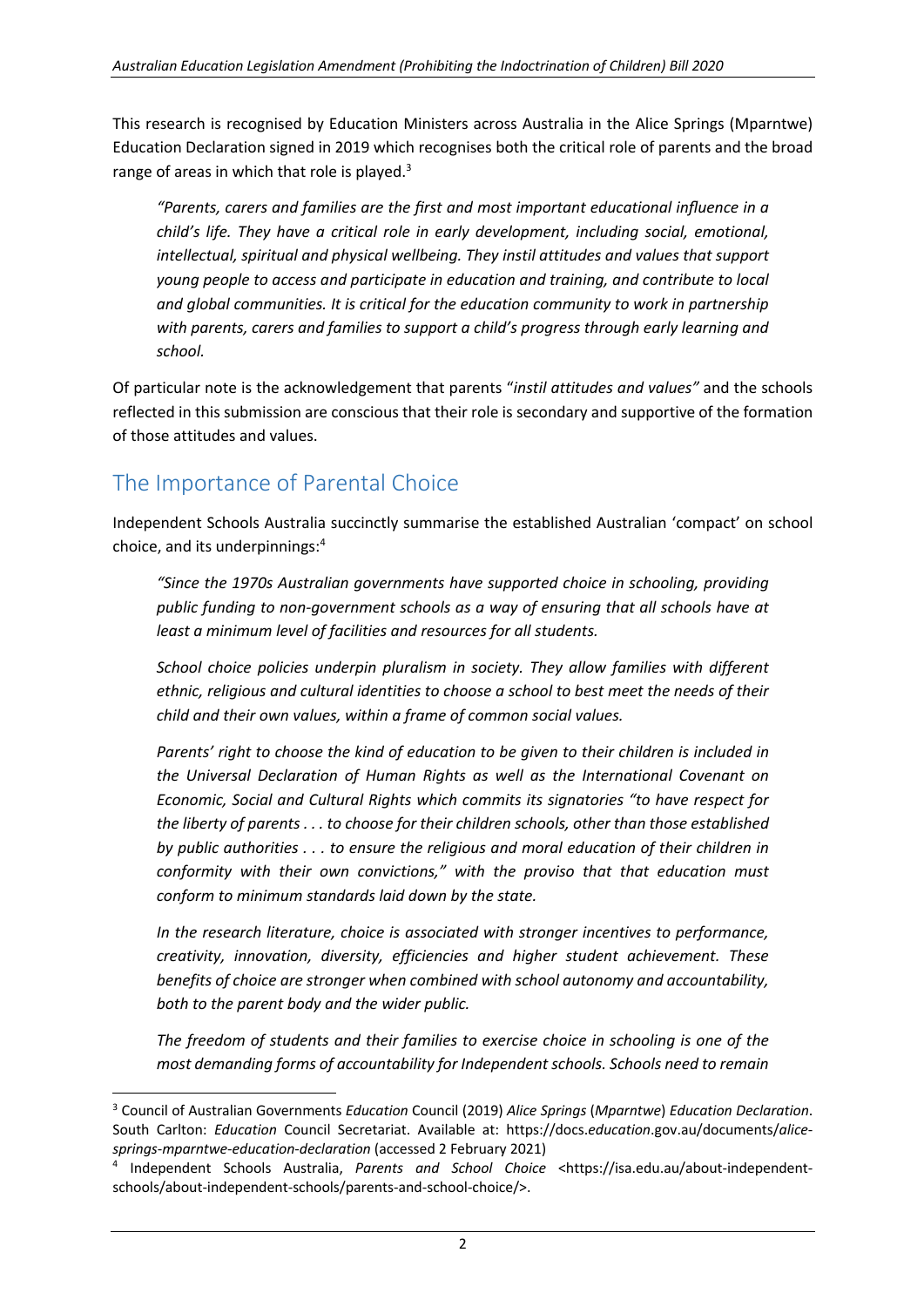This research is recognised by Education Ministers across Australia in the Alice Springs (Mparntwe) Education Declaration signed in 2019 which recognises both the critical role of parents and the broad range of areas in which that role is played.[3]

> *"Parents, carers and families are the first and most important educational influence in a child's life. They have a critical role in early development, including social, emotional, intellectual, spiritual and physical wellbeing. They instil attitudes and values that support young people to access and participate in education and training, and contribute to local and global communities. It is critical for the education community to work in partnership with parents, carers and families to support a child's progress through early learning and school.*

Of particular note is the acknowledgement that parents "*instil attitudes and values"* and the schools reflected in this submission are conscious that their role is secondary and supportive of the formation of those attitudes and values.

## The Importance of Parental Choice

Independent Schools Australia succinctly summarise the established Australian 'compact' on school choice, and its underpinnings:[4]

> *"Since the 1970s Australian governments have supported choice in schooling, providing public funding to non-government schools as a way of ensuring that all schools have at least a minimum level of facilities and resources for all students.*
>
> *School choice policies underpin pluralism in society. They allow families with different ethnic, religious and cultural identities to choose a school to best meet the needs of their child and their own values, within a frame of common social values.*
>
> *Parents' right to choose the kind of education to be given to their children is included in the Universal Declaration of Human Rights as well as the International Covenant on Economic, Social and Cultural Rights which commits its signatories "to have respect for the liberty of parents . . . to choose for their children schools, other than those established by public authorities . . . to ensure the religious and moral education of their children in conformity with their own convictions," with the proviso that that education must conform to minimum standards laid down by the state.*
>
> *In the research literature, choice is associated with stronger incentives to performance, creativity, innovation, diversity, efficiencies and higher student achievement. These benefits of choice are stronger when combined with school autonomy and accountability, both to the parent body and the wider public.*
>
> *The freedom of students and their families to exercise choice in schooling is one of the most demanding forms of accountability for Independent schools. Schools need to remain*

---

[3] Council of Australian Governments *Education* Council (2019) *Alice Springs* (*Mparntwe*) *Education Declaration*. South Carlton: *Education* Council Secretariat. Available at: https://docs.*education*.gov.au/documents/*alice-springs-mparntwe-education-declaration* (accessed 2 February 2021)

[4] Independent Schools Australia, *Parents and School Choice* <https://isa.edu.au/about-independent-schools/about-independent-schools/parents-and-school-choice/>.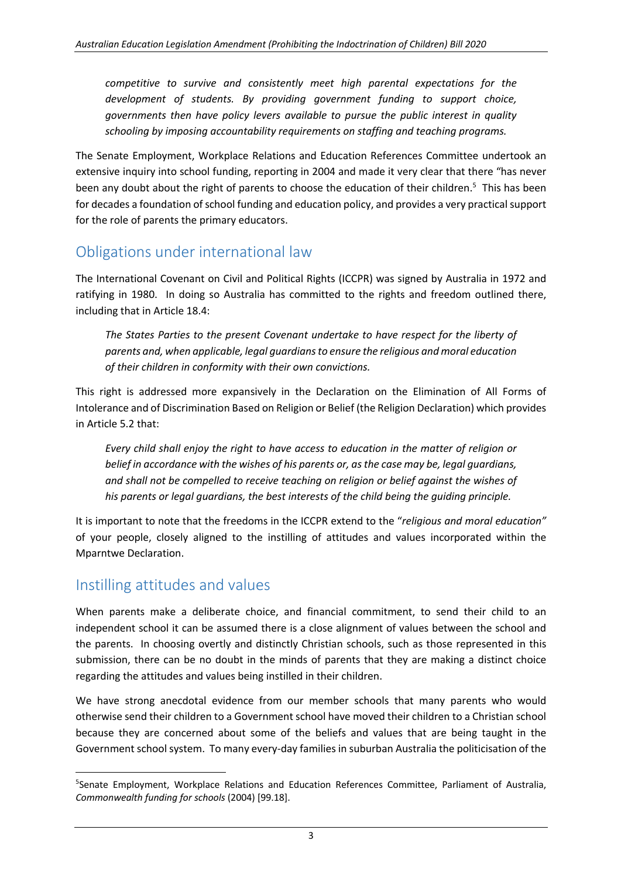*competitive to survive and consistently meet high parental expectations for the development of students. By providing government funding to support choice, governments then have policy levers available to pursue the public interest in quality schooling by imposing accountability requirements on staffing and teaching programs.*

The Senate Employment, Workplace Relations and Education References Committee undertook an extensive inquiry into school funding, reporting in 2004 and made it very clear that there "has never been any doubt about the right of parents to choose the education of their children.[5] This has been for decades a foundation of school funding and education policy, and provides a very practical support for the role of parents the primary educators.

## Obligations under international law

The International Covenant on Civil and Political Rights (ICCPR) was signed by Australia in 1972 and ratifying in 1980. In doing so Australia has committed to the rights and freedom outlined there, including that in Article 18.4:

> *The States Parties to the present Covenant undertake to have respect for the liberty of parents and, when applicable, legal guardians to ensure the religious and moral education of their children in conformity with their own convictions.*

This right is addressed more expansively in the Declaration on the Elimination of All Forms of Intolerance and of Discrimination Based on Religion or Belief (the Religion Declaration) which provides in Article 5.2 that:

> *Every child shall enjoy the right to have access to education in the matter of religion or belief in accordance with the wishes of his parents or, as the case may be, legal guardians, and shall not be compelled to receive teaching on religion or belief against the wishes of his parents or legal guardians, the best interests of the child being the guiding principle.*

It is important to note that the freedoms in the ICCPR extend to the "*religious and moral education"* of your people, closely aligned to the instilling of attitudes and values incorporated within the Mparntwe Declaration.

## Instilling attitudes and values

When parents make a deliberate choice, and financial commitment, to send their child to an independent school it can be assumed there is a close alignment of values between the school and the parents. In choosing overtly and distinctly Christian schools, such as those represented in this submission, there can be no doubt in the minds of parents that they are making a distinct choice regarding the attitudes and values being instilled in their children.

We have strong anecdotal evidence from our member schools that many parents who would otherwise send their children to a Government school have moved their children to a Christian school because they are concerned about some of the beliefs and values that are being taught in the Government school system. To many every-day families in suburban Australia the politicisation of the

---

[5] Senate Employment, Workplace Relations and Education References Committee, Parliament of Australia, *Commonwealth funding for schools* (2004) [99.18].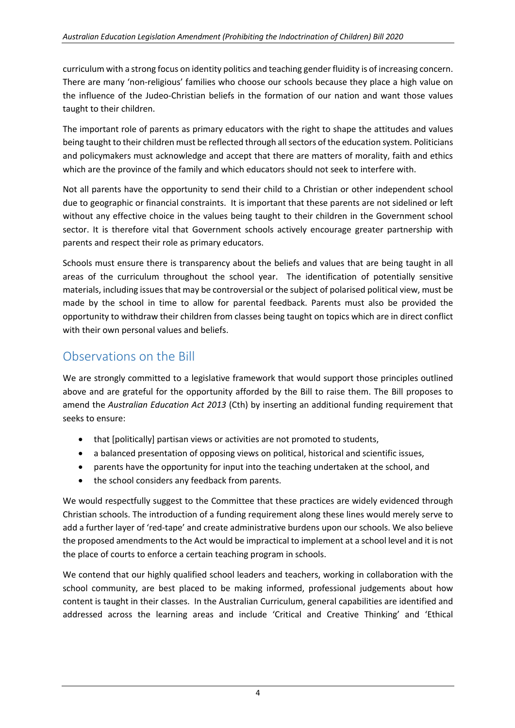curriculum with a strong focus on identity politics and teaching gender fluidity is of increasing concern. There are many 'non-religious' families who choose our schools because they place a high value on the influence of the Judeo-Christian beliefs in the formation of our nation and want those values taught to their children.

The important role of parents as primary educators with the right to shape the attitudes and values being taught to their children must be reflected through all sectors of the education system. Politicians and policymakers must acknowledge and accept that there are matters of morality, faith and ethics which are the province of the family and which educators should not seek to interfere with.

Not all parents have the opportunity to send their child to a Christian or other independent school due to geographic or financial constraints. It is important that these parents are not sidelined or left without any effective choice in the values being taught to their children in the Government school sector. It is therefore vital that Government schools actively encourage greater partnership with parents and respect their role as primary educators.

Schools must ensure there is transparency about the beliefs and values that are being taught in all areas of the curriculum throughout the school year. The identification of potentially sensitive materials, including issues that may be controversial or the subject of polarised political view, must be made by the school in time to allow for parental feedback. Parents must also be provided the opportunity to withdraw their children from classes being taught on topics which are in direct conflict with their own personal values and beliefs.

## Observations on the Bill

We are strongly committed to a legislative framework that would support those principles outlined above and are grateful for the opportunity afforded by the Bill to raise them. The Bill proposes to amend the *Australian Education Act 2013* (Cth) by inserting an additional funding requirement that seeks to ensure:

- that [politically] partisan views or activities are not promoted to students,
- a balanced presentation of opposing views on political, historical and scientific issues,
- parents have the opportunity for input into the teaching undertaken at the school, and
- the school considers any feedback from parents.

We would respectfully suggest to the Committee that these practices are widely evidenced through Christian schools. The introduction of a funding requirement along these lines would merely serve to add a further layer of 'red-tape' and create administrative burdens upon our schools. We also believe the proposed amendments to the Act would be impractical to implement at a school level and it is not the place of courts to enforce a certain teaching program in schools.

We contend that our highly qualified school leaders and teachers, working in collaboration with the school community, are best placed to be making informed, professional judgements about how content is taught in their classes. In the Australian Curriculum, general capabilities are identified and addressed across the learning areas and include 'Critical and Creative Thinking' and 'Ethical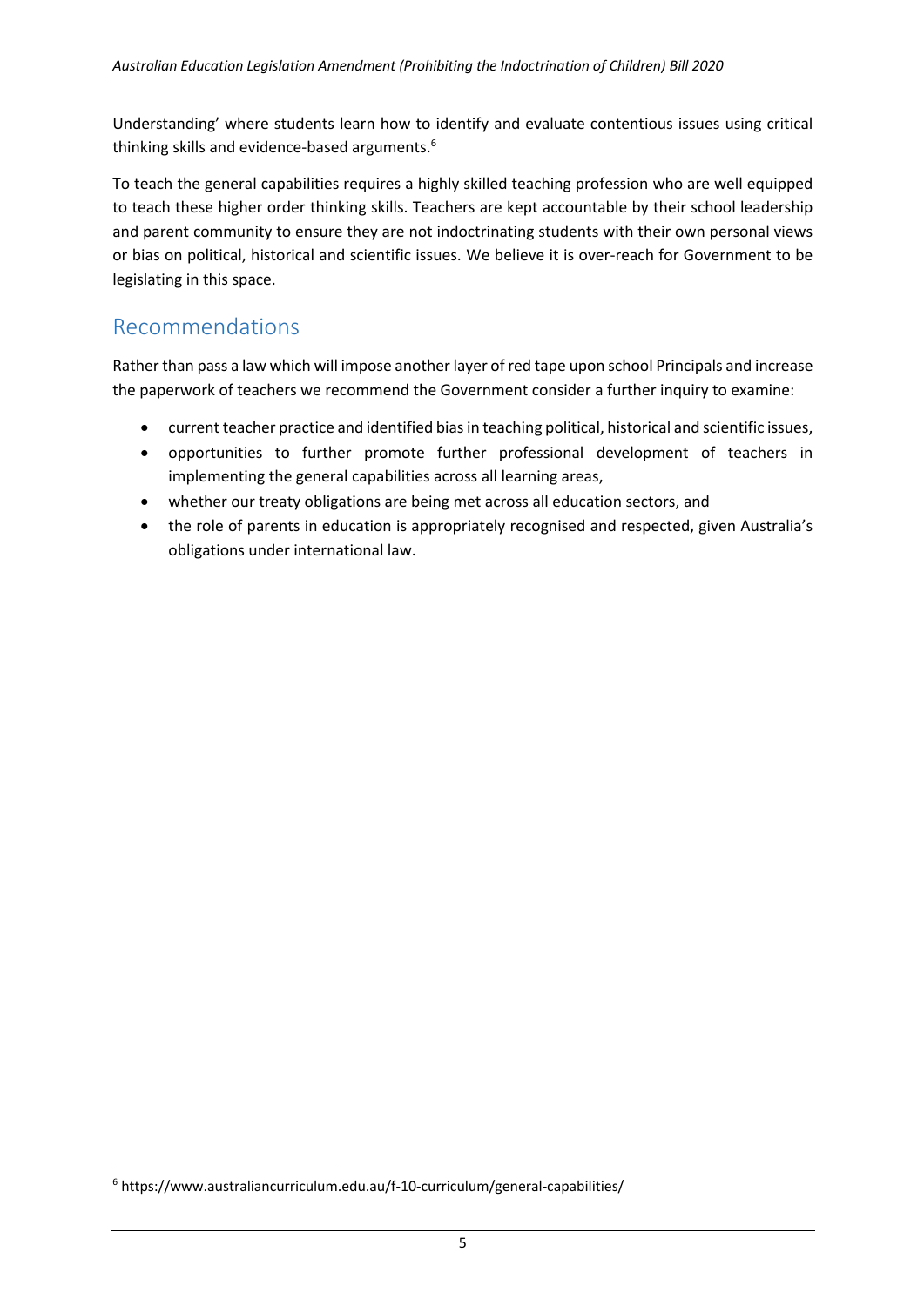Understanding' where students learn how to identify and evaluate contentious issues using critical thinking skills and evidence-based arguments.[6]

To teach the general capabilities requires a highly skilled teaching profession who are well equipped to teach these higher order thinking skills. Teachers are kept accountable by their school leadership and parent community to ensure they are not indoctrinating students with their own personal views or bias on political, historical and scientific issues. We believe it is over-reach for Government to be legislating in this space.

## Recommendations

Rather than pass a law which will impose another layer of red tape upon school Principals and increase the paperwork of teachers we recommend the Government consider a further inquiry to examine:

- current teacher practice and identified bias in teaching political, historical and scientific issues,
- opportunities to further promote further professional development of teachers in implementing the general capabilities across all learning areas,
- whether our treaty obligations are being met across all education sectors, and
- the role of parents in education is appropriately recognised and respected, given Australia's obligations under international law.

[6] https://www.australiancurriculum.edu.au/f-10-curriculum/general-capabilities/